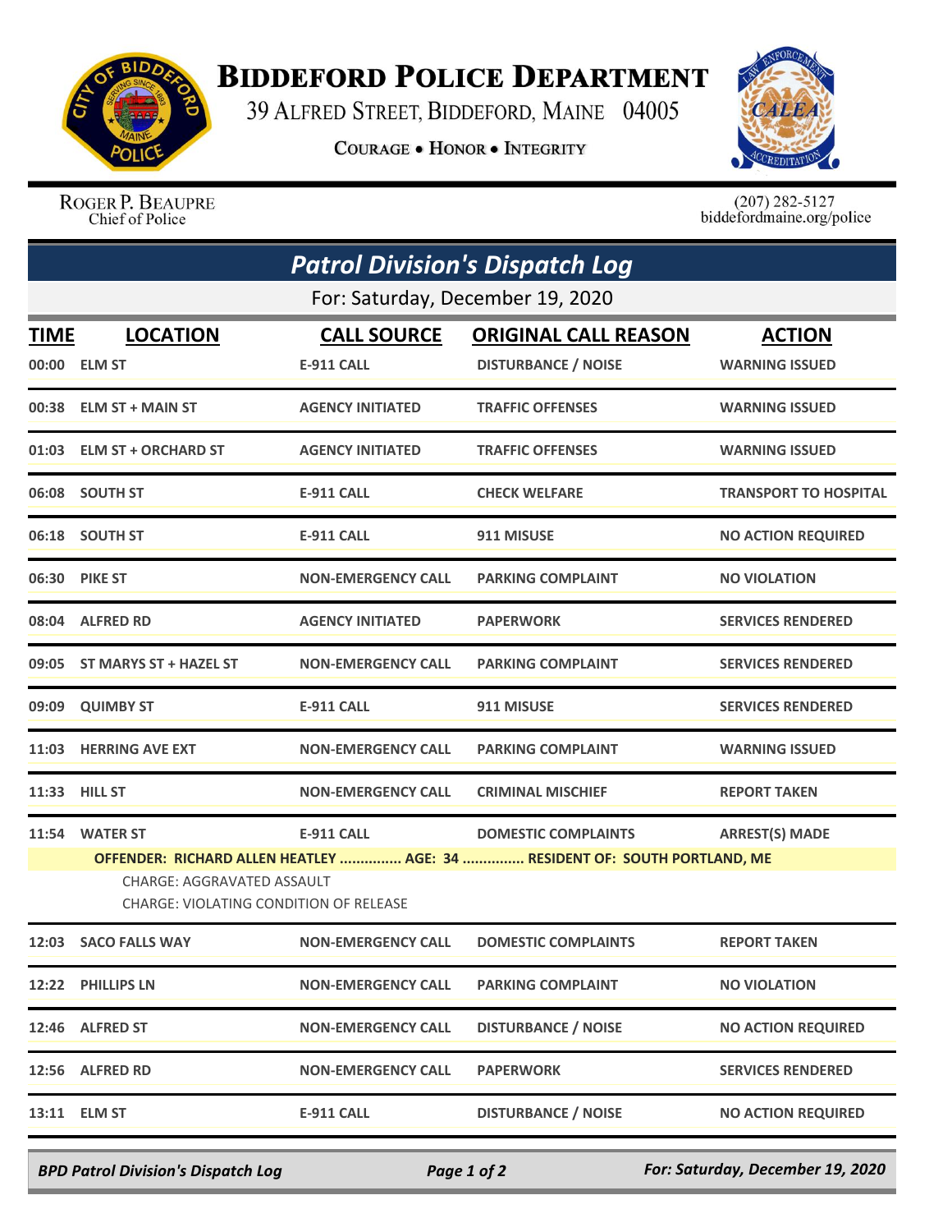# Biddeford Police Department

39 Alfred Street, Biddeford, Maine 04005

Courage • Honor • Integrity

Roger P. Beaupre
Chief of Police

(207) 282-5127
biddefordmaine.org/police

## *Patrol Division's Dispatch Log*

For: Saturday, December 19, 2020

| TIME | LOCATION | CALL SOURCE | ORIGINAL CALL REASON | ACTION |
|---|---|---|---|---|
| 00:00 | ELM ST | E-911 CALL | DISTURBANCE / NOISE | WARNING ISSUED |
| 00:38 | ELM ST + MAIN ST | AGENCY INITIATED | TRAFFIC OFFENSES | WARNING ISSUED |
| 01:03 | ELM ST + ORCHARD ST | AGENCY INITIATED | TRAFFIC OFFENSES | WARNING ISSUED |
| 06:08 | SOUTH ST | E-911 CALL | CHECK WELFARE | TRANSPORT TO HOSPITAL |
| 06:18 | SOUTH ST | E-911 CALL | 911 MISUSE | NO ACTION REQUIRED |
| 06:30 | PIKE ST | NON-EMERGENCY CALL | PARKING COMPLAINT | NO VIOLATION |
| 08:04 | ALFRED RD | AGENCY INITIATED | PAPERWORK | SERVICES RENDERED |
| 09:05 | ST MARYS ST + HAZEL ST | NON-EMERGENCY CALL | PARKING COMPLAINT | SERVICES RENDERED |
| 09:09 | QUIMBY ST | E-911 CALL | 911 MISUSE | SERVICES RENDERED |
| 11:03 | HERRING AVE EXT | NON-EMERGENCY CALL | PARKING COMPLAINT | WARNING ISSUED |
| 11:33 | HILL ST | NON-EMERGENCY CALL | CRIMINAL MISCHIEF | REPORT TAKEN |
| 11:54 | WATER ST | E-911 CALL | DOMESTIC COMPLAINTS | ARREST(S) MADE |
| | OFFENDER: RICHARD ALLEN HEATLEY ............... AGE: 34 ............... RESIDENT OF: SOUTH PORTLAND, ME<br>CHARGE: AGGRAVATED ASSAULT<br>CHARGE: VIOLATING CONDITION OF RELEASE | | | |
| 12:03 | SACO FALLS WAY | NON-EMERGENCY CALL | DOMESTIC COMPLAINTS | REPORT TAKEN |
| 12:22 | PHILLIPS LN | NON-EMERGENCY CALL | PARKING COMPLAINT | NO VIOLATION |
| 12:46 | ALFRED ST | NON-EMERGENCY CALL | DISTURBANCE / NOISE | NO ACTION REQUIRED |
| 12:56 | ALFRED RD | NON-EMERGENCY CALL | PAPERWORK | SERVICES RENDERED |
| 13:11 | ELM ST | E-911 CALL | DISTURBANCE / NOISE | NO ACTION REQUIRED |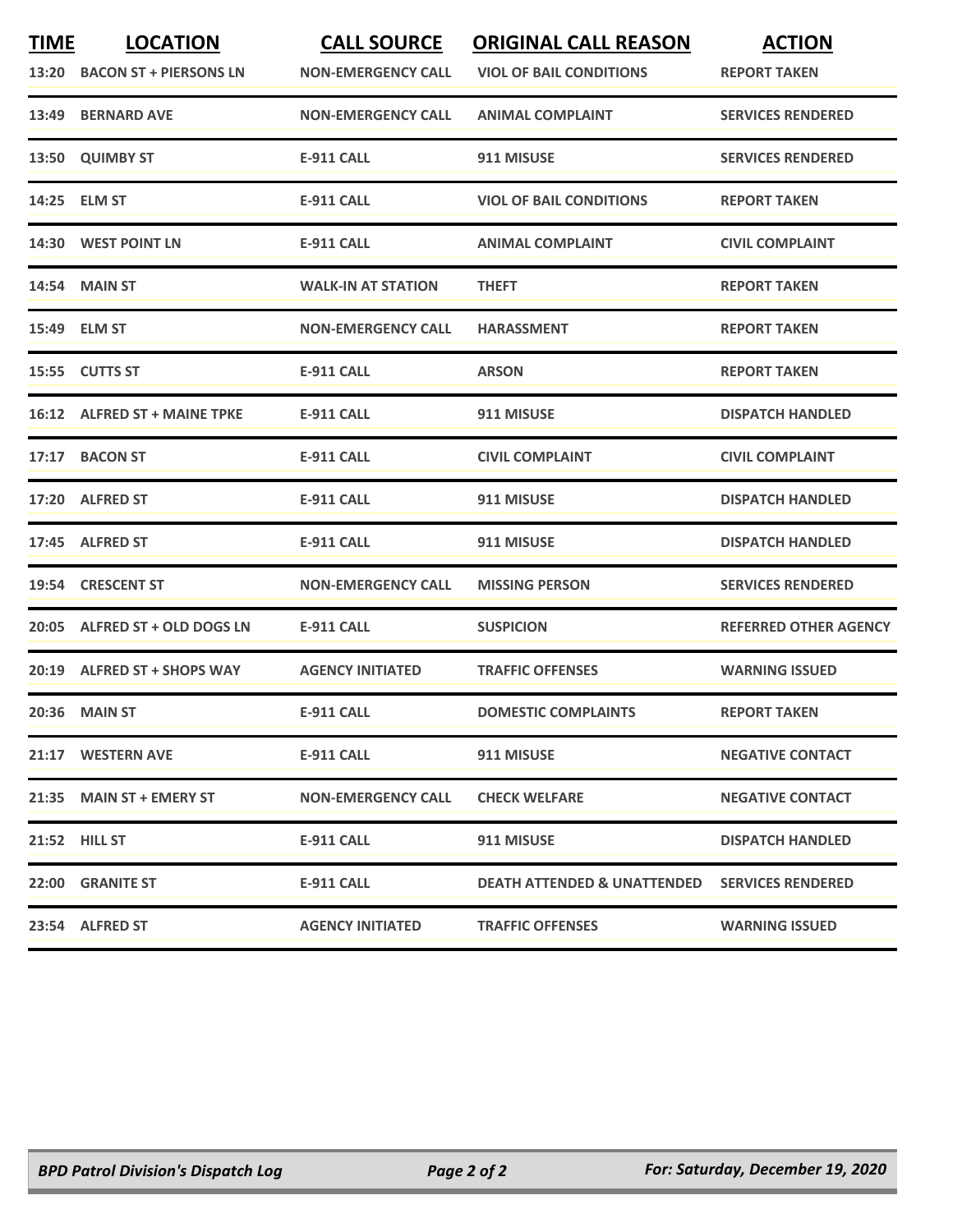| TIME | LOCATION | CALL SOURCE | ORIGINAL CALL REASON | ACTION |
|---|---|---|---|---|
| 13:20 | BACON ST + PIERSONS LN | NON-EMERGENCY CALL | VIOL OF BAIL CONDITIONS | REPORT TAKEN |
| 13:49 | BERNARD AVE | NON-EMERGENCY CALL | ANIMAL COMPLAINT | SERVICES RENDERED |
| 13:50 | QUIMBY ST | E-911 CALL | 911 MISUSE | SERVICES RENDERED |
| 14:25 | ELM ST | E-911 CALL | VIOL OF BAIL CONDITIONS | REPORT TAKEN |
| 14:30 | WEST POINT LN | E-911 CALL | ANIMAL COMPLAINT | CIVIL COMPLAINT |
| 14:54 | MAIN ST | WALK-IN AT STATION | THEFT | REPORT TAKEN |
| 15:49 | ELM ST | NON-EMERGENCY CALL | HARASSMENT | REPORT TAKEN |
| 15:55 | CUTTS ST | E-911 CALL | ARSON | REPORT TAKEN |
| 16:12 | ALFRED ST + MAINE TPKE | E-911 CALL | 911 MISUSE | DISPATCH HANDLED |
| 17:17 | BACON ST | E-911 CALL | CIVIL COMPLAINT | CIVIL COMPLAINT |
| 17:20 | ALFRED ST | E-911 CALL | 911 MISUSE | DISPATCH HANDLED |
| 17:45 | ALFRED ST | E-911 CALL | 911 MISUSE | DISPATCH HANDLED |
| 19:54 | CRESCENT ST | NON-EMERGENCY CALL | MISSING PERSON | SERVICES RENDERED |
| 20:05 | ALFRED ST + OLD DOGS LN | E-911 CALL | SUSPICION | REFERRED OTHER AGENCY |
| 20:19 | ALFRED ST + SHOPS WAY | AGENCY INITIATED | TRAFFIC OFFENSES | WARNING ISSUED |
| 20:36 | MAIN ST | E-911 CALL | DOMESTIC COMPLAINTS | REPORT TAKEN |
| 21:17 | WESTERN AVE | E-911 CALL | 911 MISUSE | NEGATIVE CONTACT |
| 21:35 | MAIN ST + EMERY ST | NON-EMERGENCY CALL | CHECK WELFARE | NEGATIVE CONTACT |
| 21:52 | HILL ST | E-911 CALL | 911 MISUSE | DISPATCH HANDLED |
| 22:00 | GRANITE ST | E-911 CALL | DEATH ATTENDED & UNATTENDED | SERVICES RENDERED |
| 23:54 | ALFRED ST | AGENCY INITIATED | TRAFFIC OFFENSES | WARNING ISSUED |

*BPD Patrol Division's Dispatch Log* | *For: Saturday, December 19, 2020*